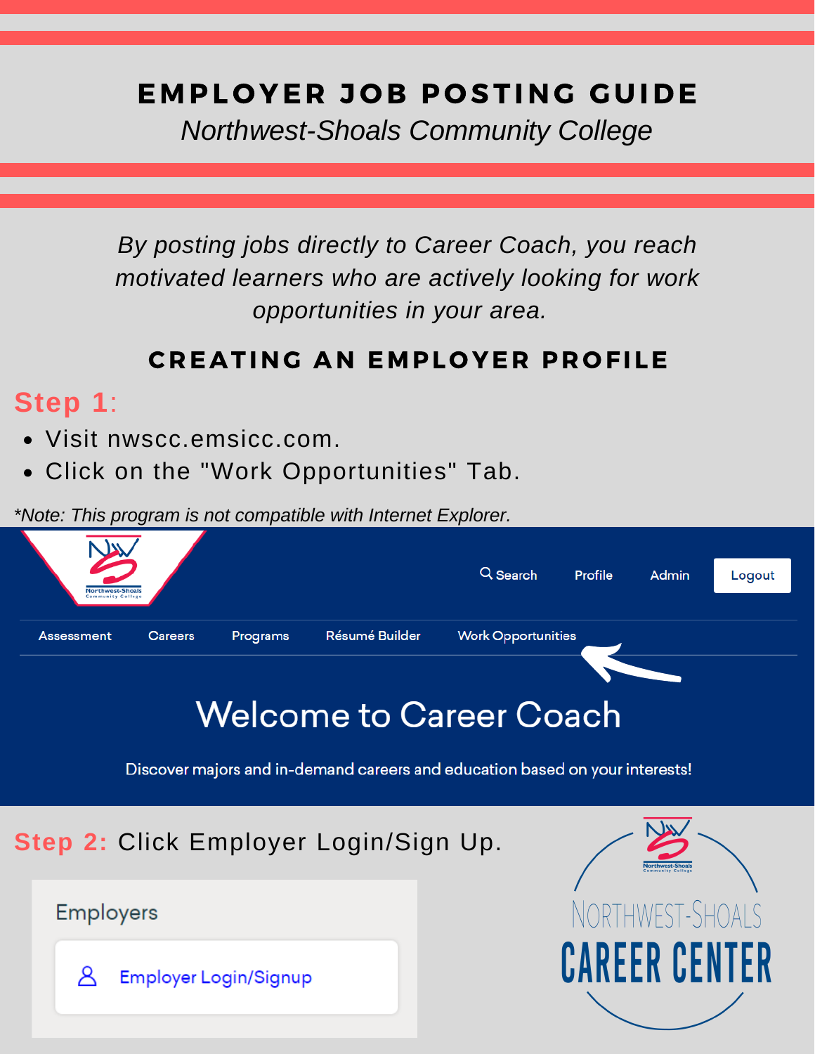# EMPLOYER JOB POSTING GUIDE

*Northwest-Shoals Community College*

*By posting jobs directly to Career Coach, you reach motivated learners who are actively looking for work opportunities in your area.*

## CREATING AN EMPLOYER PROFILE

**Step 1**:

- Visit nwscc.emsicc.com.
- Click on the "Work Opportunities" Tab.

*\*Note: This program is not compatible with Internet Explorer.*

**Step 2:** Click Employer Login/Sign Up.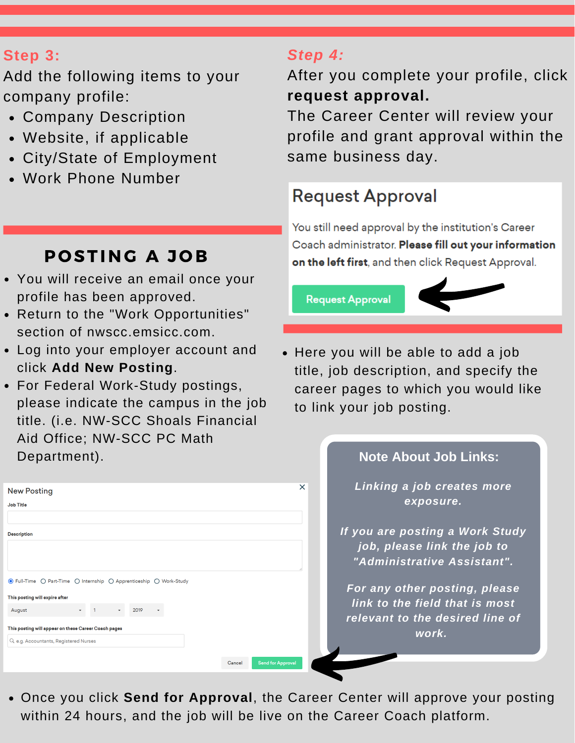## Step 3:

Add the following items to your company profile:

- Company Description
- Website, if applicable
- City/State of Employment
- Work Phone Number

## Step 4:

After you complete your profile, click **request approval.**

The Career Center will review your profile and grant approval within the same business day.

Request Approval

You still need approval by the institution's Career Coach administrator. **Please fill out your information on the left first**, and then click Request Approval.

Request Approval

## POSTING A JOB

- You will receive an email once your profile has been approved.
- Return to the "Work Opportunities" section of nwscc.emsicc.com.
- Log into your employer account and click **Add New Posting**.
- For Federal Work-Study postings, please indicate the campus in the job title. (i.e. NW-SCC Shoals Financial Aid Office; NW-SCC PC Math Department).

New Posting

Job Title

Description

Full-Time Part-Time Internship Apprenticeship Work-Study

This posting will expire after

August 1 2019

This posting will appear on these Career Coach pages

e.g. Accountants, Registered Nurses

Cancel Send for Approval

- Here you will be able to add a job title, job description, and specify the career pages to which you would like to link your job posting.

**Note About Job Links:**

*Linking a job creates more exposure.*

*If you are posting a Work Study job, please link the job to "Administrative Assistant".*

*For any other posting, please link to the field that is most relevant to the desired line of work.*

- Once you click **Send for Approval**, the Career Center will approve your posting within 24 hours, and the job will be live on the Career Coach platform.